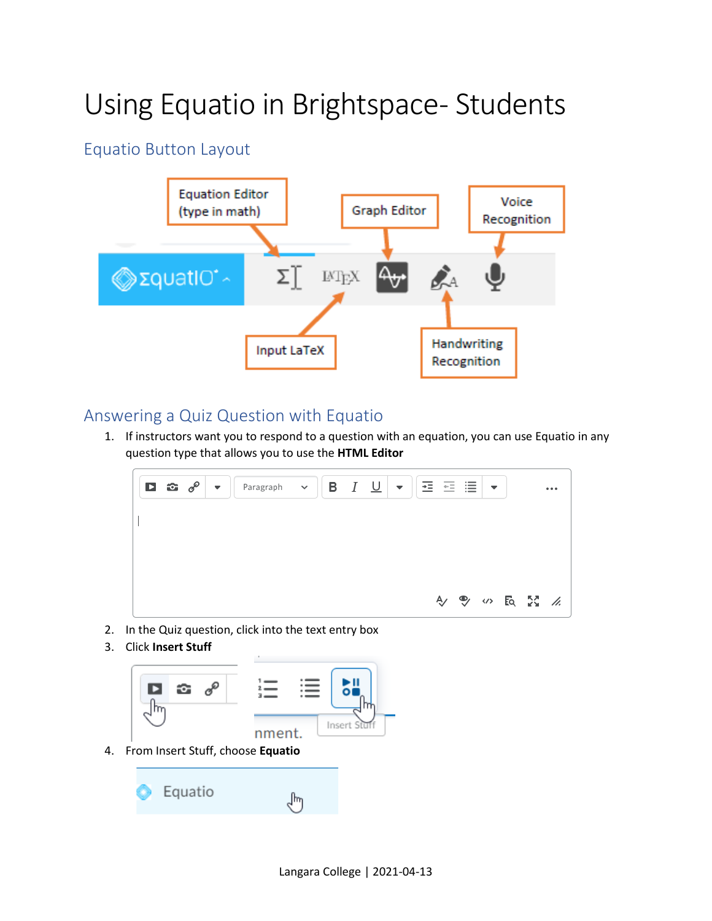# Using Equatio in Brightspace- Students

## Equatio Button Layout

## Answering a Quiz Question with Equatio

1. If instructors want you to respond to a question with an equation, you can use Equatio in any question type that allows you to use the **HTML Editor**
2. In the Quiz question, click into the text entry box
3. Click **Insert Stuff**
4. From Insert Stuff, choose **Equatio**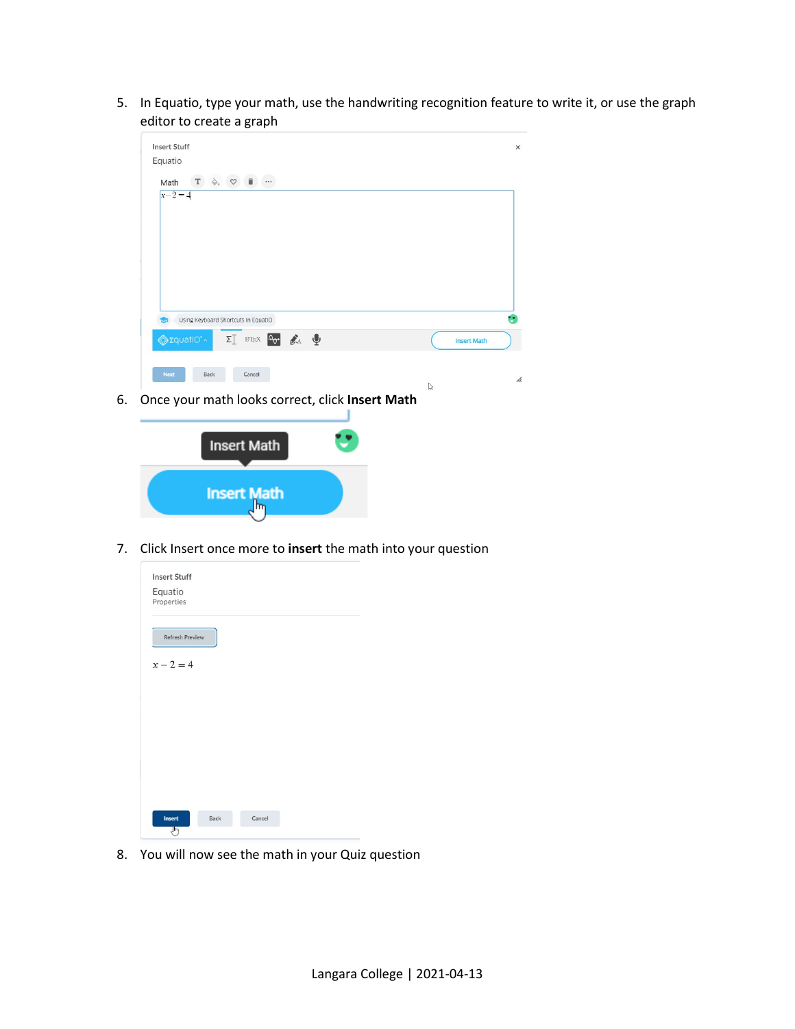5. In Equatio, type your math, use the handwriting recognition feature to write it, or use the graph editor to create a graph

6. Once your math looks correct, click **Insert Math**

7. Click Insert once more to **insert** the math into your question

8. You will now see the math in your Quiz question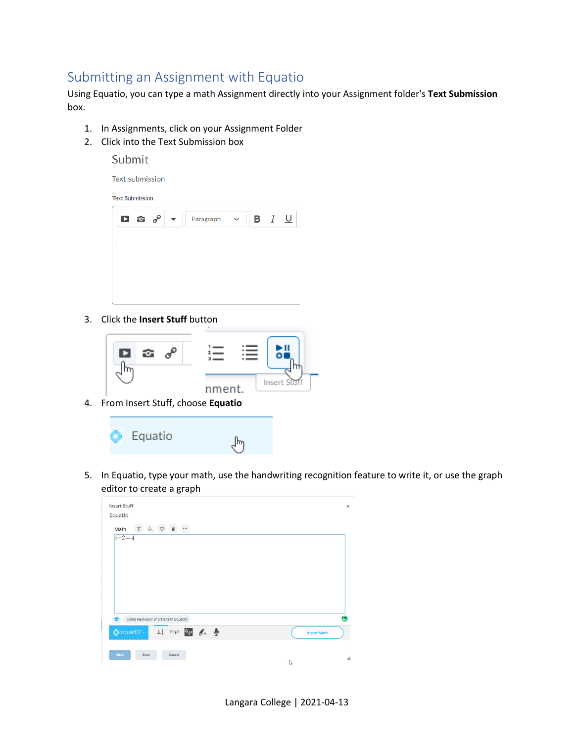## Submitting an Assignment with Equatio

Using Equatio, you can type a math Assignment directly into your Assignment folder's **Text Submission** box.

1. In Assignments, click on your Assignment Folder
2. Click into the Text Submission box
3. Click the **Insert Stuff** button
4. From Insert Stuff, choose **Equatio**
5. In Equatio, type your math, use the handwriting recognition feature to write it, or use the graph editor to create a graph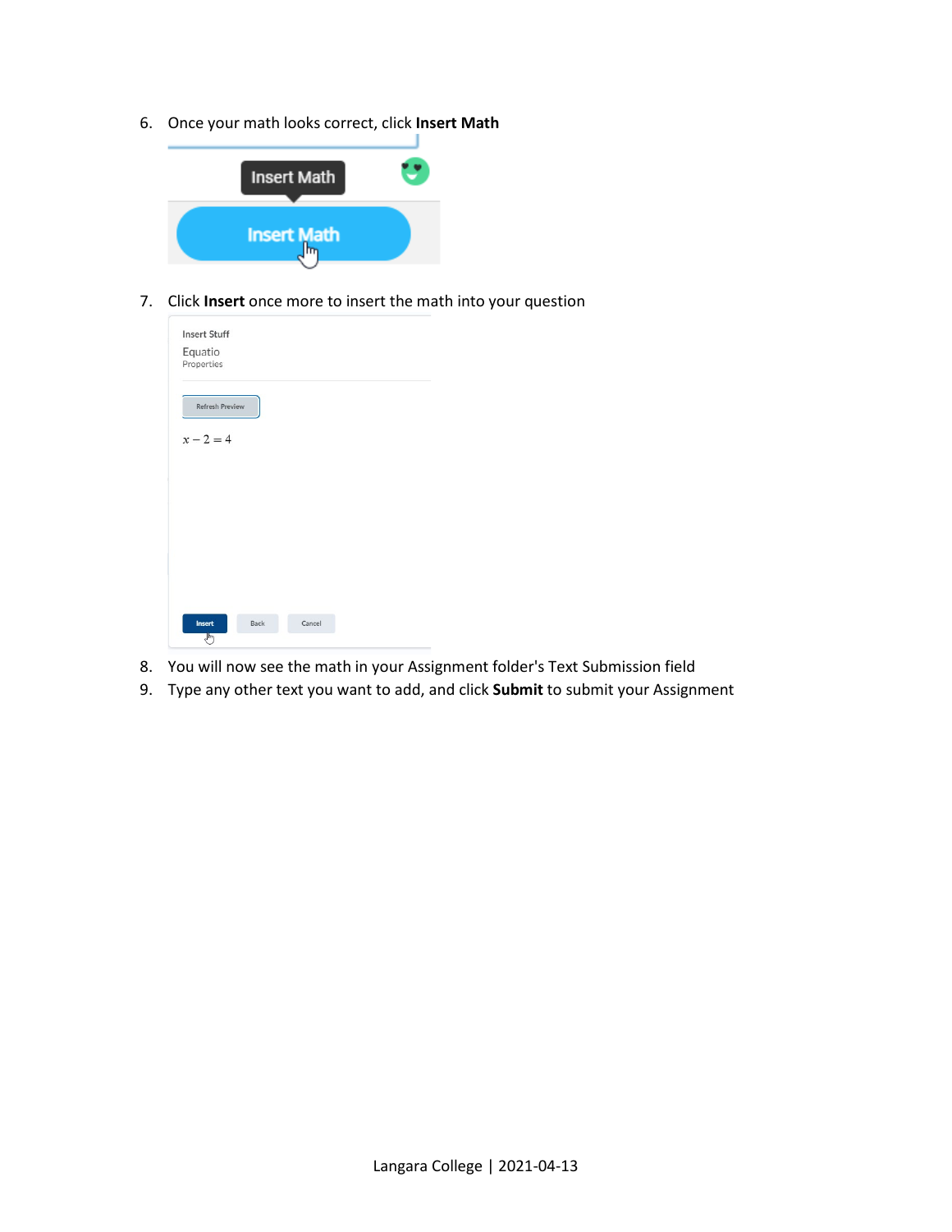6. Once your math looks correct, click **Insert Math**

7. Click **Insert** once more to insert the math into your question

8. You will now see the math in your Assignment folder's Text Submission field
9. Type any other text you want to add, and click **Submit** to submit your Assignment